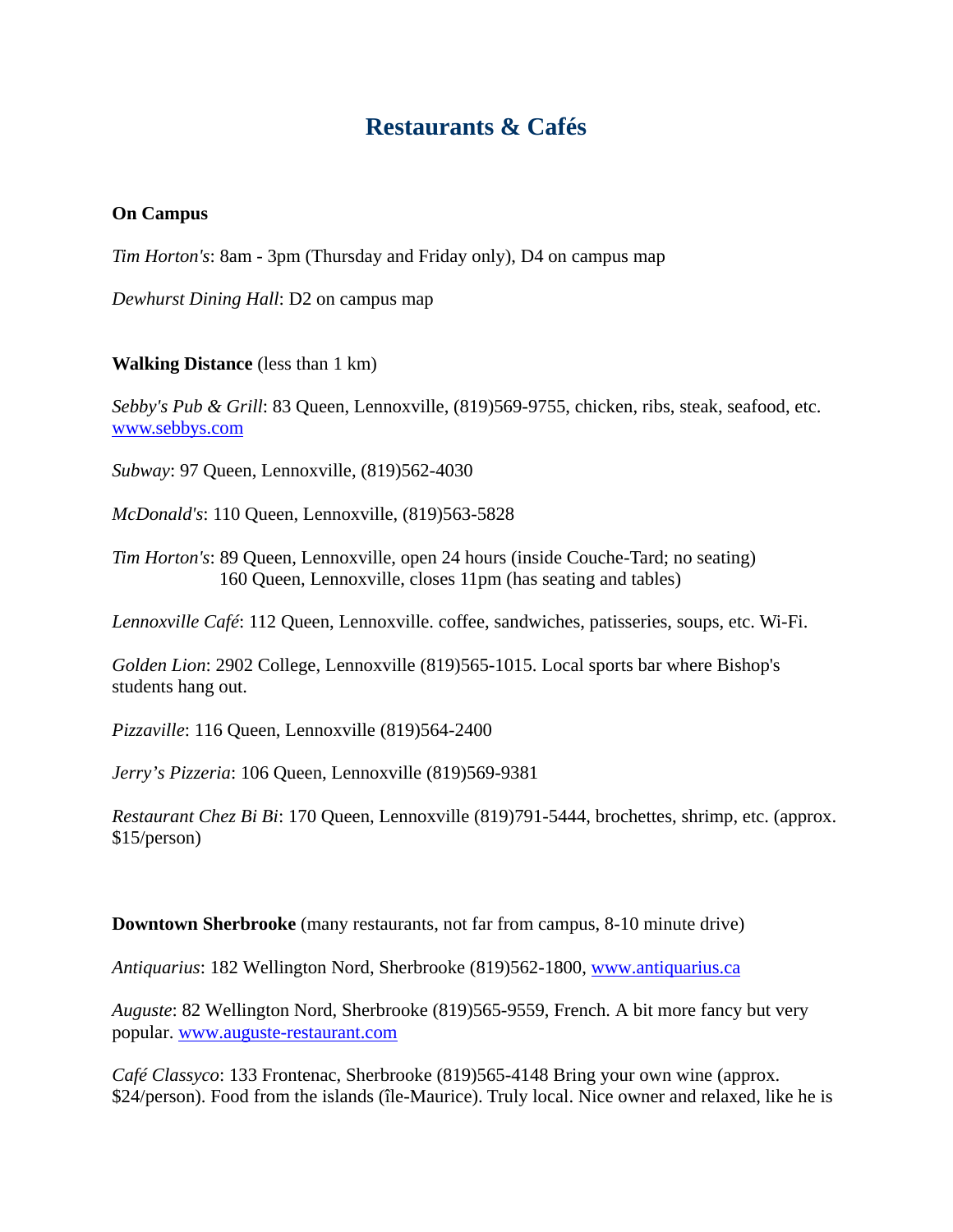# Restaurants & Cafés

**On Campus**

*Tim Horton's*: 8am - 3pm (Thursday and Friday only), D4 on campus map

*Dewhurst Dining Hall*: D2 on campus map

**Walking Distance** (less than 1 km)

*Sebby's Pub & Grill*: 83 Queen, Lennoxville, (819)569-9755, chicken, ribs, steak, seafood, etc. [www.sebbys.com](http://www.sebbys.com)

*Subway*: 97 Queen, Lennoxville, (819)562-4030

*McDonald's*: 110 Queen, Lennoxville, (819)563-5828

*Tim Horton's*: 89 Queen, Lennoxville, open 24 hours (inside Couche-Tard; no seating)
160 Queen, Lennoxville, closes 11pm (has seating and tables)

*Lennoxville Café*: 112 Queen, Lennoxville. coffee, sandwiches, patisseries, soups, etc. Wi-Fi.

*Golden Lion*: 2902 College, Lennoxville (819)565-1015. Local sports bar where Bishop's students hang out.

*Pizzaville*: 116 Queen, Lennoxville (819)564-2400

*Jerry's Pizzeria*: 106 Queen, Lennoxville (819)569-9381

*Restaurant Chez Bi Bi*: 170 Queen, Lennoxville (819)791-5444, brochettes, shrimp, etc. (approx. $15/person)

**Downtown Sherbrooke** (many restaurants, not far from campus, 8-10 minute drive)

*Antiquarius*: 182 Wellington Nord, Sherbrooke (819)562-1800, [www.antiquarius.ca](http://www.antiquarius.ca)

*Auguste*: 82 Wellington Nord, Sherbrooke (819)565-9559, French. A bit more fancy but very popular. [www.auguste-restaurant.com](http://www.auguste-restaurant.com)

*Café Classyco*: 133 Frontenac, Sherbrooke (819)565-4148 Bring your own wine (approx. $24/person). Food from the islands (île-Maurice). Truly local. Nice owner and relaxed, like he is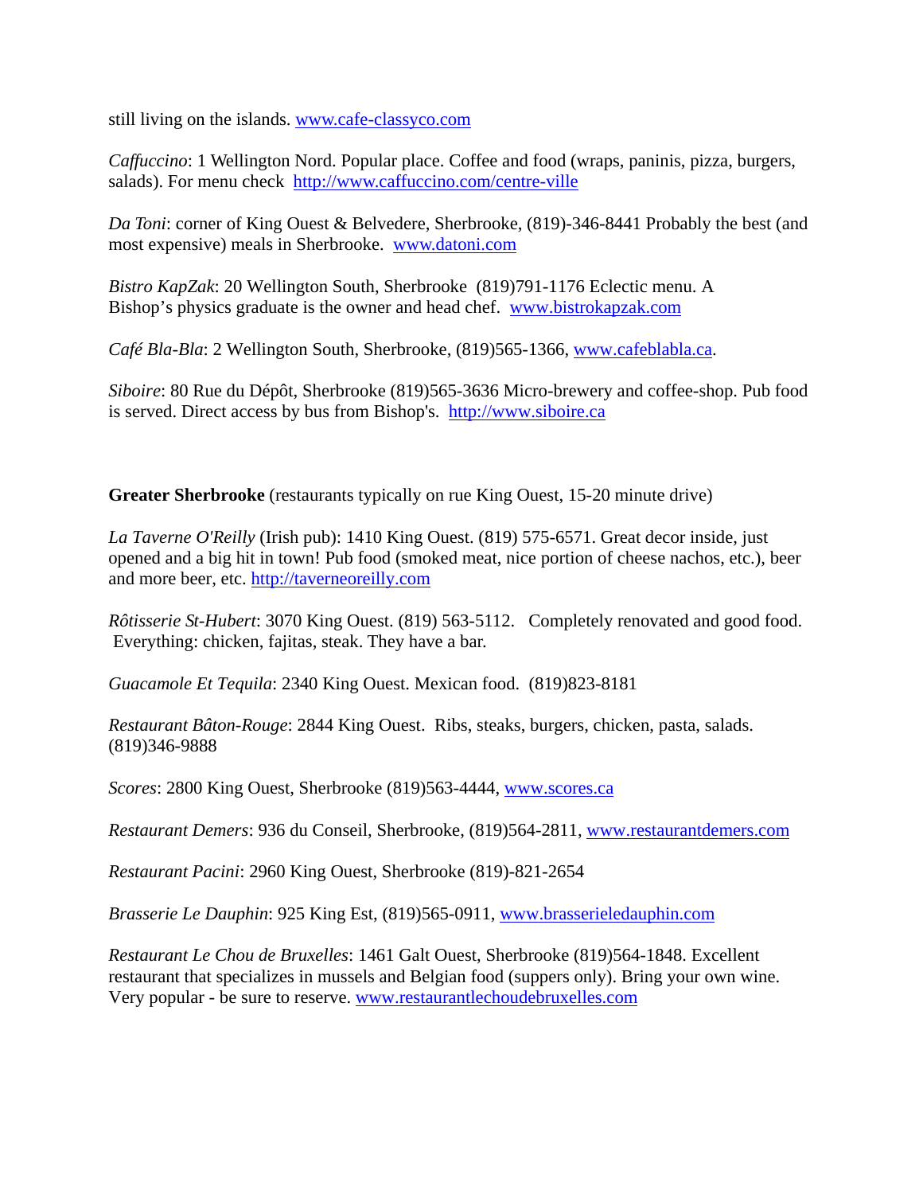still living on the islands. www.cafe-classyco.com

*Caffuccino*: 1 Wellington Nord. Popular place. Coffee and food (wraps, paninis, pizza, burgers, salads). For menu check http://www.caffuccino.com/centre-ville

*Da Toni*: corner of King Ouest & Belvedere, Sherbrooke, (819)-346-8441 Probably the best (and most expensive) meals in Sherbrooke. www.datoni.com

*Bistro KapZak*: 20 Wellington South, Sherbrooke (819)791-1176 Eclectic menu. A Bishop's physics graduate is the owner and head chef. www.bistrokapzak.com

*Café Bla-Bla*: 2 Wellington South, Sherbrooke, (819)565-1366, www.cafeblabla.ca.

*Siboire*: 80 Rue du Dépôt, Sherbrooke (819)565-3636 Micro-brewery and coffee-shop. Pub food is served. Direct access by bus from Bishop's. http://www.siboire.ca

**Greater Sherbrooke** (restaurants typically on rue King Ouest, 15-20 minute drive)

*La Taverne O'Reilly* (Irish pub): 1410 King Ouest. (819) 575-6571. Great decor inside, just opened and a big hit in town! Pub food (smoked meat, nice portion of cheese nachos, etc.), beer and more beer, etc. http://taverneoreilly.com

*Rôtisserie St-Hubert*: 3070 King Ouest. (819) 563-5112. Completely renovated and good food. Everything: chicken, fajitas, steak. They have a bar.

*Guacamole Et Tequila*: 2340 King Ouest. Mexican food. (819)823-8181

*Restaurant Bâton-Rouge*: 2844 King Ouest. Ribs, steaks, burgers, chicken, pasta, salads. (819)346-9888

*Scores*: 2800 King Ouest, Sherbrooke (819)563-4444, www.scores.ca

*Restaurant Demers*: 936 du Conseil, Sherbrooke, (819)564-2811, www.restaurantdemers.com

*Restaurant Pacini*: 2960 King Ouest, Sherbrooke (819)-821-2654

*Brasserie Le Dauphin*: 925 King Est, (819)565-0911, www.brasserieledauphin.com

*Restaurant Le Chou de Bruxelles*: 1461 Galt Ouest, Sherbrooke (819)564-1848. Excellent restaurant that specializes in mussels and Belgian food (suppers only). Bring your own wine. Very popular - be sure to reserve. www.restaurantlechoudebruxelles.com